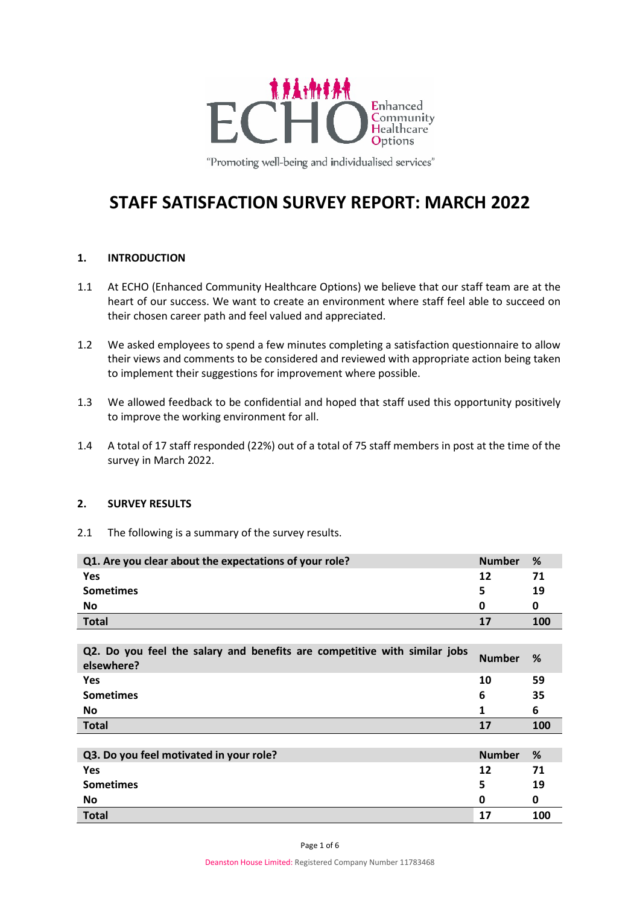ECHO Enhanced Community Healthcare Options

"Promoting well-being and individualised services"

# STAFF SATISFACTION SURVEY REPORT: MARCH 2022

## 1. INTRODUCTION

1.1 At ECHO (Enhanced Community Healthcare Options) we believe that our staff team are at the heart of our success. We want to create an environment where staff feel able to succeed on their chosen career path and feel valued and appreciated.

1.2 We asked employees to spend a few minutes completing a satisfaction questionnaire to allow their views and comments to be considered and reviewed with appropriate action being taken to implement their suggestions for improvement where possible.

1.3 We allowed feedback to be confidential and hoped that staff used this opportunity positively to improve the working environment for all.

1.4 A total of 17 staff responded (22%) out of a total of 75 staff members in post at the time of the survey in March 2022.

## 2. SURVEY RESULTS

2.1 The following is a summary of the survey results.

| Q1. Are you clear about the expectations of your role? | Number | % |
|---|---|---|
| Yes | 12 | 71 |
| Sometimes | 5 | 19 |
| No | 0 | 0 |
| **Total** | **17** | **100** |

| Q2. Do you feel the salary and benefits are competitive with similar jobs elsewhere? | Number | % |
|---|---|---|
| Yes | 10 | 59 |
| Sometimes | 6 | 35 |
| No | 1 | 6 |
| **Total** | **17** | **100** |

| Q3. Do you feel motivated in your role? | Number | % |
|---|---|---|
| Yes | 12 | 71 |
| Sometimes | 5 | 19 |
| No | 0 | 0 |
| **Total** | **17** | **100** |

Deanston House Limited: Registered Company Number 11783468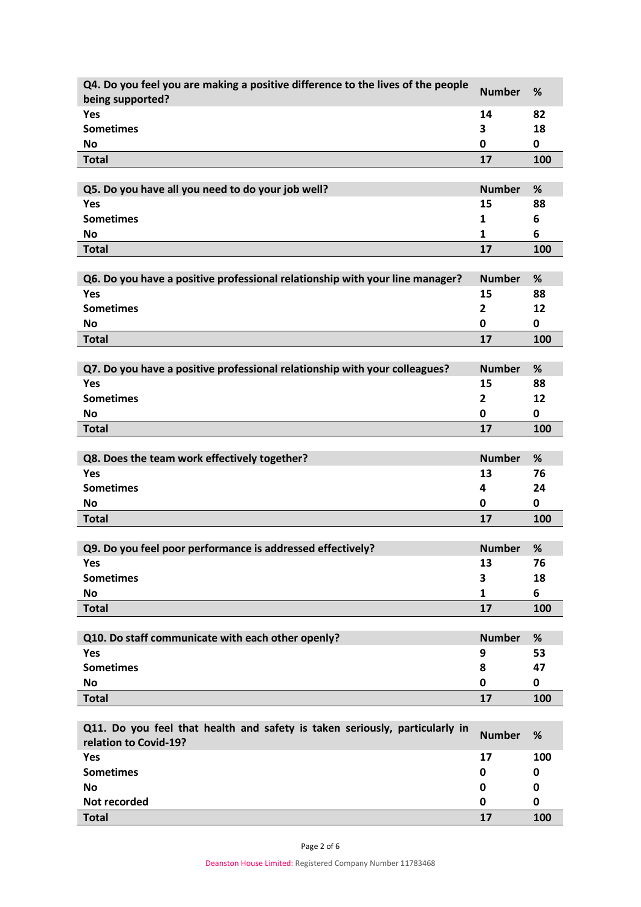| Q4. Do you feel you are making a positive difference to the lives of the people being supported? | Number | % |
|---|---|---|
| Yes | 14 | 82 |
| Sometimes | 3 | 18 |
| No | 0 | 0 |
| Total | 17 | 100 |

| Q5. Do you have all you need to do your job well? | Number | % |
|---|---|---|
| Yes | 15 | 88 |
| Sometimes | 1 | 6 |
| No | 1 | 6 |
| Total | 17 | 100 |

| Q6. Do you have a positive professional relationship with your line manager? | Number | % |
|---|---|---|
| Yes | 15 | 88 |
| Sometimes | 2 | 12 |
| No | 0 | 0 |
| Total | 17 | 100 |

| Q7. Do you have a positive professional relationship with your colleagues? | Number | % |
|---|---|---|
| Yes | 15 | 88 |
| Sometimes | 2 | 12 |
| No | 0 | 0 |
| Total | 17 | 100 |

| Q8. Does the team work effectively together? | Number | % |
|---|---|---|
| Yes | 13 | 76 |
| Sometimes | 4 | 24 |
| No | 0 | 0 |
| Total | 17 | 100 |

| Q9. Do you feel poor performance is addressed effectively? | Number | % |
|---|---|---|
| Yes | 13 | 76 |
| Sometimes | 3 | 18 |
| No | 1 | 6 |
| Total | 17 | 100 |

| Q10. Do staff communicate with each other openly? | Number | % |
|---|---|---|
| Yes | 9 | 53 |
| Sometimes | 8 | 47 |
| No | 0 | 0 |
| Total | 17 | 100 |

| Q11. Do you feel that health and safety is taken seriously, particularly in relation to Covid-19? | Number | % |
|---|---|---|
| Yes | 17 | 100 |
| Sometimes | 0 | 0 |
| No | 0 | 0 |
| Not recorded | 0 | 0 |
| Total | 17 | 100 |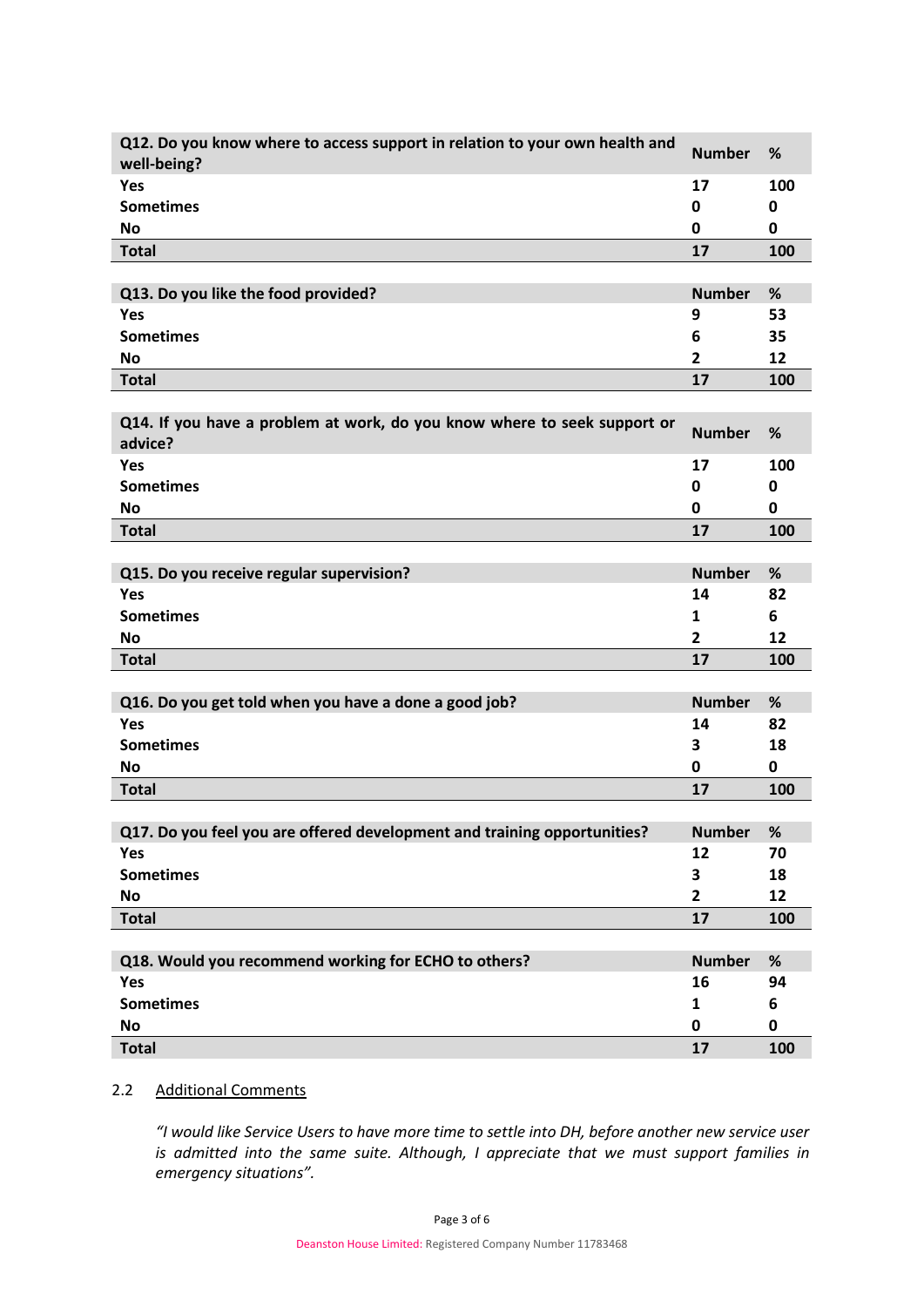| Q12. Do you know where to access support in relation to your own health and well-being? | Number | % |
|---|---|---|
| Yes | 17 | 100 |
| Sometimes | 0 | 0 |
| No | 0 | 0 |
| Total | 17 | 100 |

| Q13. Do you like the food provided? | Number | % |
|---|---|---|
| Yes | 9 | 53 |
| Sometimes | 6 | 35 |
| No | 2 | 12 |
| Total | 17 | 100 |

| Q14. If you have a problem at work, do you know where to seek support or advice? | Number | % |
|---|---|---|
| Yes | 17 | 100 |
| Sometimes | 0 | 0 |
| No | 0 | 0 |
| Total | 17 | 100 |

| Q15. Do you receive regular supervision? | Number | % |
|---|---|---|
| Yes | 14 | 82 |
| Sometimes | 1 | 6 |
| No | 2 | 12 |
| Total | 17 | 100 |

| Q16. Do you get told when you have a done a good job? | Number | % |
|---|---|---|
| Yes | 14 | 82 |
| Sometimes | 3 | 18 |
| No | 0 | 0 |
| Total | 17 | 100 |

| Q17. Do you feel you are offered development and training opportunities? | Number | % |
|---|---|---|
| Yes | 12 | 70 |
| Sometimes | 3 | 18 |
| No | 2 | 12 |
| Total | 17 | 100 |

| Q18. Would you recommend working for ECHO to others? | Number | % |
|---|---|---|
| Yes | 16 | 94 |
| Sometimes | 1 | 6 |
| No | 0 | 0 |
| Total | 17 | 100 |

## 2.2 Additional Comments

*"I would like Service Users to have more time to settle into DH, before another new service user is admitted into the same suite. Although, I appreciate that we must support families in emergency situations".*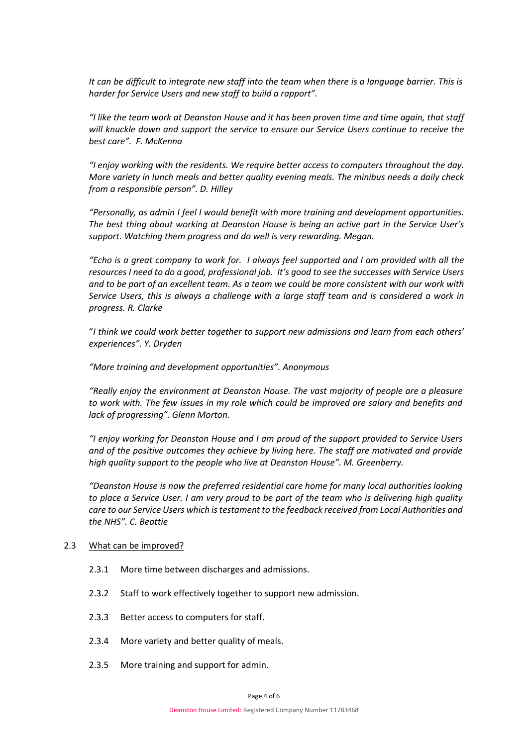*It can be difficult to integrate new staff into the team when there is a language barrier. This is harder for Service Users and new staff to build a rapport".*

*"I like the team work at Deanston House and it has been proven time and time again, that staff will knuckle down and support the service to ensure our Service Users continue to receive the best care". F. McKenna*

*"I enjoy working with the residents. We require better access to computers throughout the day. More variety in lunch meals and better quality evening meals. The minibus needs a daily check from a responsible person". D. Hilley*

*"Personally, as admin I feel I would benefit with more training and development opportunities. The best thing about working at Deanston House is being an active part in the Service User's support. Watching them progress and do well is very rewarding. Megan.*

*"Echo is a great company to work for. I always feel supported and I am provided with all the resources I need to do a good, professional job. It's good to see the successes with Service Users and to be part of an excellent team. As a team we could be more consistent with our work with Service Users, this is always a challenge with a large staff team and is considered a work in progress. R. Clarke*

"*I think we could work better together to support new admissions and learn from each others' experiences". Y. Dryden*

*"More training and development opportunities". Anonymous*

*"Really enjoy the environment at Deanston House. The vast majority of people are a pleasure to work with. The few issues in my role which could be improved are salary and benefits and lack of progressing". Glenn Morton.*

*"I enjoy working for Deanston House and I am proud of the support provided to Service Users and of the positive outcomes they achieve by living here. The staff are motivated and provide high quality support to the people who live at Deanston House". M. Greenberry.*

*"Deanston House is now the preferred residential care home for many local authorities looking to place a Service User. I am very proud to be part of the team who is delivering high quality care to our Service Users which is testament to the feedback received from Local Authorities and the NHS". C. Beattie*

2.3 What can be improved?

2.3.1 More time between discharges and admissions.

2.3.2 Staff to work effectively together to support new admission.

2.3.3 Better access to computers for staff.

2.3.4 More variety and better quality of meals.

2.3.5 More training and support for admin.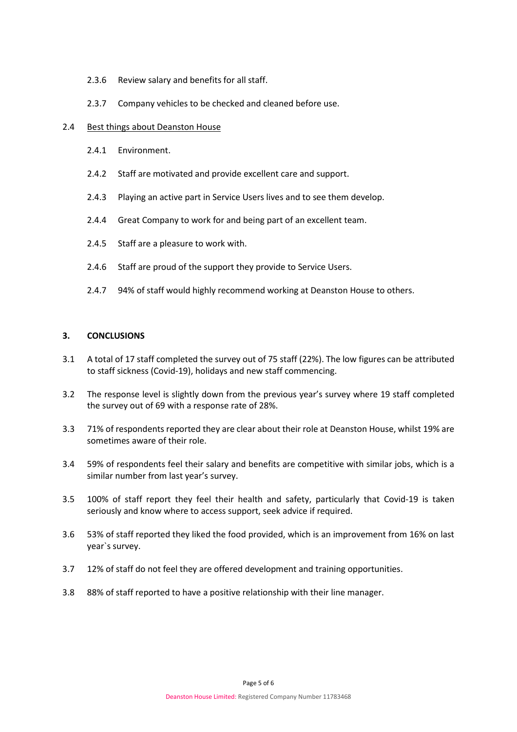2.3.6 Review salary and benefits for all staff.

2.3.7 Company vehicles to be checked and cleaned before use.

2.4 Best things about Deanston House

2.4.1 Environment.

2.4.2 Staff are motivated and provide excellent care and support.

2.4.3 Playing an active part in Service Users lives and to see them develop.

2.4.4 Great Company to work for and being part of an excellent team.

2.4.5 Staff are a pleasure to work with.

2.4.6 Staff are proud of the support they provide to Service Users.

2.4.7 94% of staff would highly recommend working at Deanston House to others.

## 3. CONCLUSIONS

3.1 A total of 17 staff completed the survey out of 75 staff (22%). The low figures can be attributed to staff sickness (Covid-19), holidays and new staff commencing.

3.2 The response level is slightly down from the previous year's survey where 19 staff completed the survey out of 69 with a response rate of 28%.

3.3 71% of respondents reported they are clear about their role at Deanston House, whilst 19% are sometimes aware of their role.

3.4 59% of respondents feel their salary and benefits are competitive with similar jobs, which is a similar number from last year's survey.

3.5 100% of staff report they feel their health and safety, particularly that Covid-19 is taken seriously and know where to access support, seek advice if required.

3.6 53% of staff reported they liked the food provided, which is an improvement from 16% on last year`s survey.

3.7 12% of staff do not feel they are offered development and training opportunities.

3.8 88% of staff reported to have a positive relationship with their line manager.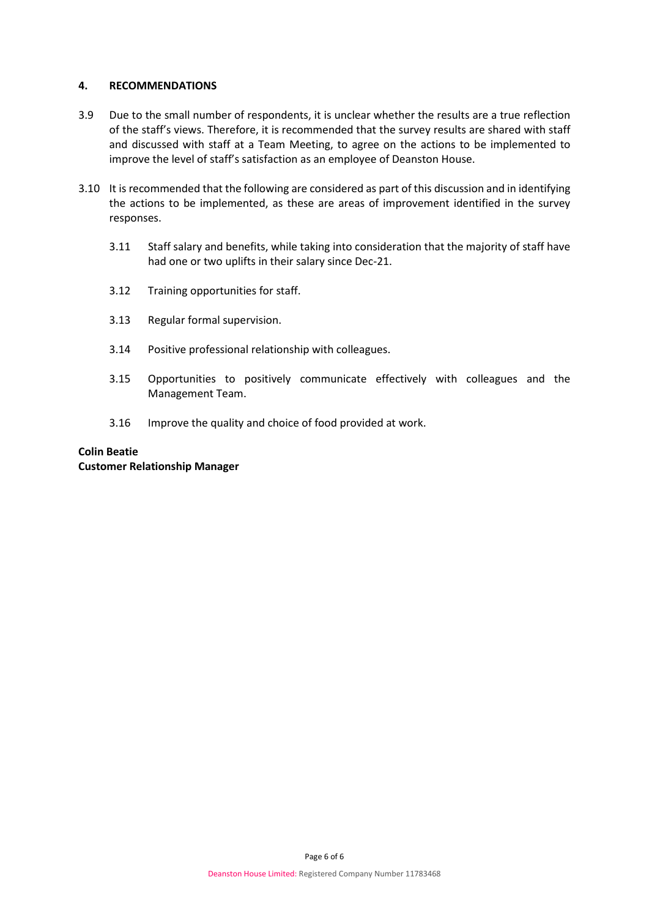## 4. RECOMMENDATIONS

3.9 Due to the small number of respondents, it is unclear whether the results are a true reflection of the staff's views. Therefore, it is recommended that the survey results are shared with staff and discussed with staff at a Team Meeting, to agree on the actions to be implemented to improve the level of staff's satisfaction as an employee of Deanston House.

3.10 It is recommended that the following are considered as part of this discussion and in identifying the actions to be implemented, as these are areas of improvement identified in the survey responses.

- 3.11 Staff salary and benefits, while taking into consideration that the majority of staff have had one or two uplifts in their salary since Dec-21.
- 3.12 Training opportunities for staff.
- 3.13 Regular formal supervision.
- 3.14 Positive professional relationship with colleagues.
- 3.15 Opportunities to positively communicate effectively with colleagues and the Management Team.
- 3.16 Improve the quality and choice of food provided at work.

**Colin Beatie**
**Customer Relationship Manager**

Deanston House Limited: Registered Company Number 11783468